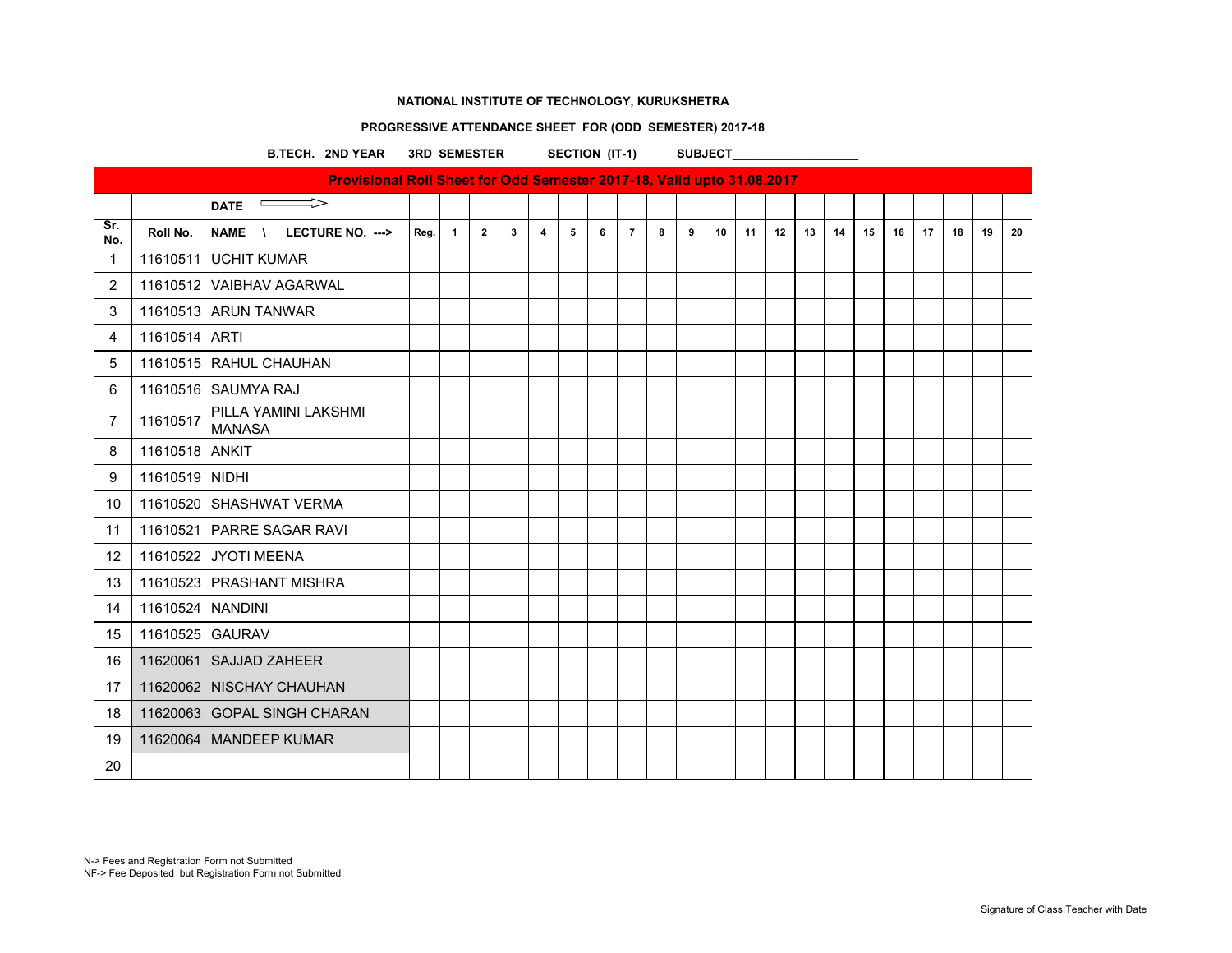**NATIONAL INSTITUTE OF TECHNOLOGY, KURUKSHETRA**

**PROGRESSIVE ATTENDANCE SHEET FOR (ODD SEMESTER) 2017-18**

**B.TECH. 2ND YEAR 3RD SEMESTER SECTION (IT-1) SUBJECT___________________**

| Provisional Roll Sheet for Odd Semester 2017-18, Valid upto 31.08.2017 | | | | | | | | | | | | | | | | | | | | | | | |
|---|---|---|---|---|---|---|---|---|---|---|---|---|---|---|---|---|---|---|---|---|---|---|---|
| | | DATE ⟹ | | | | | | | | | | | | | | | | | | | | | |
| Sr. No. | Roll No. | NAME \ LECTURE NO. ---> | Reg. | 1 | 2 | 3 | 4 | 5 | 6 | 7 | 8 | 9 | 10 | 11 | 12 | 13 | 14 | 15 | 16 | 17 | 18 | 19 | 20 |
| 1 | 11610511 | UCHIT KUMAR | | | | | | | | | | | | | | | | | | | | | |
| 2 | 11610512 | VAIBHAV AGARWAL | | | | | | | | | | | | | | | | | | | | | |
| 3 | 11610513 | ARUN TANWAR | | | | | | | | | | | | | | | | | | | | | |
| 4 | 11610514 | ARTI | | | | | | | | | | | | | | | | | | | | | |
| 5 | 11610515 | RAHUL CHAUHAN | | | | | | | | | | | | | | | | | | | | | |
| 6 | 11610516 | SAUMYA RAJ | | | | | | | | | | | | | | | | | | | | | |
| 7 | 11610517 | PILLA YAMINI LAKSHMI MANASA | | | | | | | | | | | | | | | | | | | | | |
| 8 | 11610518 | ANKIT | | | | | | | | | | | | | | | | | | | | | |
| 9 | 11610519 | NIDHI | | | | | | | | | | | | | | | | | | | | | |
| 10 | 11610520 | SHASHWAT VERMA | | | | | | | | | | | | | | | | | | | | | |
| 11 | 11610521 | PARRE SAGAR RAVI | | | | | | | | | | | | | | | | | | | | | |
| 12 | 11610522 | JYOTI MEENA | | | | | | | | | | | | | | | | | | | | | |
| 13 | 11610523 | PRASHANT MISHRA | | | | | | | | | | | | | | | | | | | | | |
| 14 | 11610524 | NANDINI | | | | | | | | | | | | | | | | | | | | | |
| 15 | 11610525 | GAURAV | | | | | | | | | | | | | | | | | | | | | |
| 16 | 11620061 | SAJJAD ZAHEER | | | | | | | | | | | | | | | | | | | | | |
| 17 | 11620062 | NISCHAY CHAUHAN | | | | | | | | | | | | | | | | | | | | | |
| 18 | 11620063 | GOPAL SINGH CHARAN | | | | | | | | | | | | | | | | | | | | | |
| 19 | 11620064 | MANDEEP KUMAR | | | | | | | | | | | | | | | | | | | | | |
| 20 | | | | | | | | | | | | | | | | | | | | | | | |

N-> Fees and Registration Form not Submitted
NF-> Fee Deposited but Registration Form not Submitted

Signature of Class Teacher with Date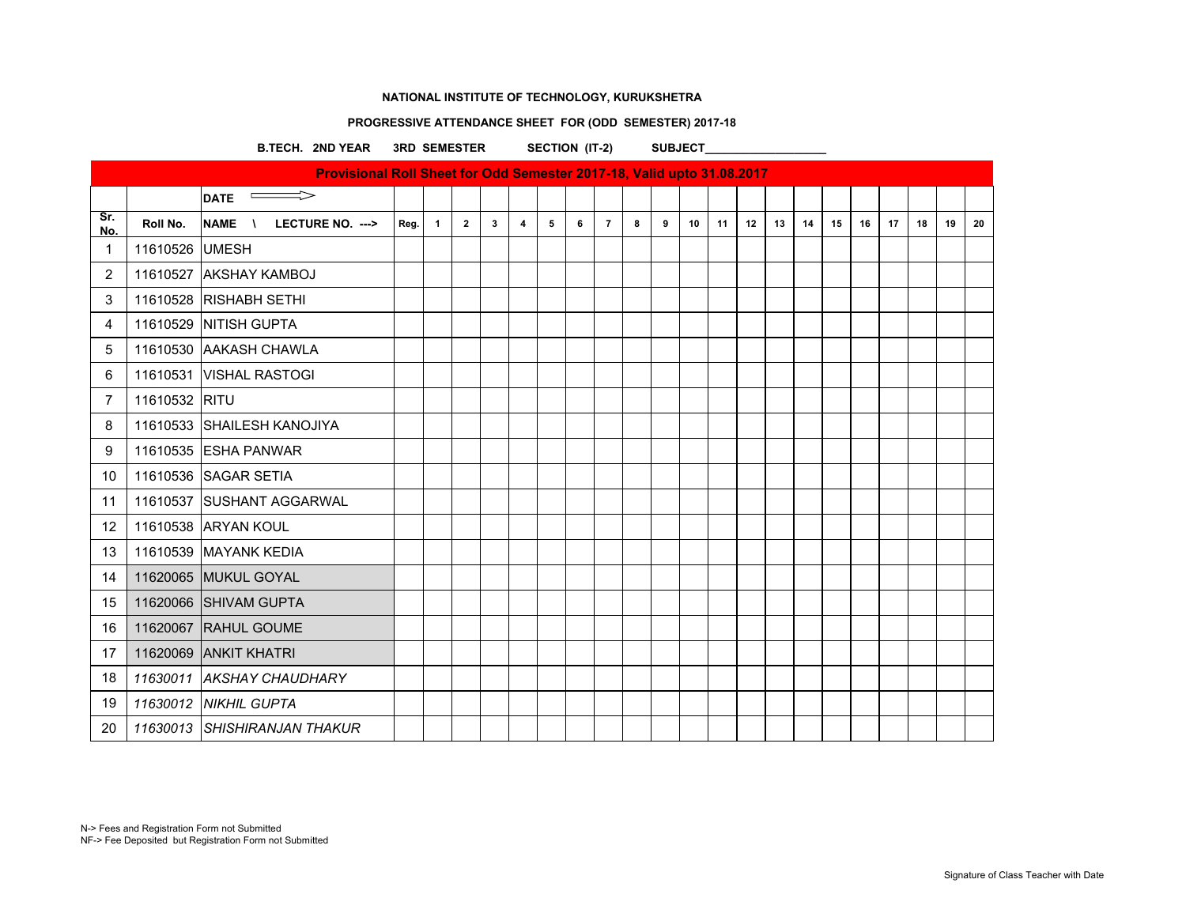**NATIONAL INSTITUTE OF TECHNOLOGY, KURUKSHETRA**

**PROGRESSIVE ATTENDANCE SHEET FOR (ODD SEMESTER) 2017-18**

**B.TECH. 2ND YEAR 3RD SEMESTER SECTION (IT-2) SUBJECT___________________**

| Provisional Roll Sheet for Odd Semester 2017-18, Valid upto 31.08.2017 | | | | | | | | | | | | | | | | | | | | | | | |
|---|---|---|---|---|---|---|---|---|---|---|---|---|---|---|---|---|---|---|---|---|---|---|---|
| | | DATE ⟹ | | | | | | | | | | | | | | | | | | | | | |
| Sr. No. | Roll No. | NAME \ LECTURE NO. ---> | Reg. | 1 | 2 | 3 | 4 | 5 | 6 | 7 | 8 | 9 | 10 | 11 | 12 | 13 | 14 | 15 | 16 | 17 | 18 | 19 | 20 |
| 1 | 11610526 | UMESH | | | | | | | | | | | | | | | | | | | | | |
| 2 | 11610527 | AKSHAY KAMBOJ | | | | | | | | | | | | | | | | | | | | | |
| 3 | 11610528 | RISHABH SETHI | | | | | | | | | | | | | | | | | | | | | |
| 4 | 11610529 | NITISH GUPTA | | | | | | | | | | | | | | | | | | | | | |
| 5 | 11610530 | AAKASH CHAWLA | | | | | | | | | | | | | | | | | | | | | |
| 6 | 11610531 | VISHAL RASTOGI | | | | | | | | | | | | | | | | | | | | | |
| 7 | 11610532 | RITU | | | | | | | | | | | | | | | | | | | | | |
| 8 | 11610533 | SHAILESH KANOJIYA | | | | | | | | | | | | | | | | | | | | | |
| 9 | 11610535 | ESHA PANWAR | | | | | | | | | | | | | | | | | | | | | |
| 10 | 11610536 | SAGAR SETIA | | | | | | | | | | | | | | | | | | | | | |
| 11 | 11610537 | SUSHANT AGGARWAL | | | | | | | | | | | | | | | | | | | | | |
| 12 | 11610538 | ARYAN KOUL | | | | | | | | | | | | | | | | | | | | | |
| 13 | 11610539 | MAYANK KEDIA | | | | | | | | | | | | | | | | | | | | | |
| 14 | 11620065 | MUKUL GOYAL | | | | | | | | | | | | | | | | | | | | | |
| 15 | 11620066 | SHIVAM GUPTA | | | | | | | | | | | | | | | | | | | | | |
| 16 | 11620067 | RAHUL GOUME | | | | | | | | | | | | | | | | | | | | | |
| 17 | 11620069 | ANKIT KHATRI | | | | | | | | | | | | | | | | | | | | | |
| 18 | *11630011* | *AKSHAY CHAUDHARY* | | | | | | | | | | | | | | | | | | | | | |
| 19 | *11630012* | *NIKHIL GUPTA* | | | | | | | | | | | | | | | | | | | | | |
| 20 | *11630013* | *SHISHIRANJAN THAKUR* | | | | | | | | | | | | | | | | | | | | | |

N-> Fees and Registration Form not Submitted
NF-> Fee Deposited but Registration Form not Submitted

Signature of Class Teacher with Date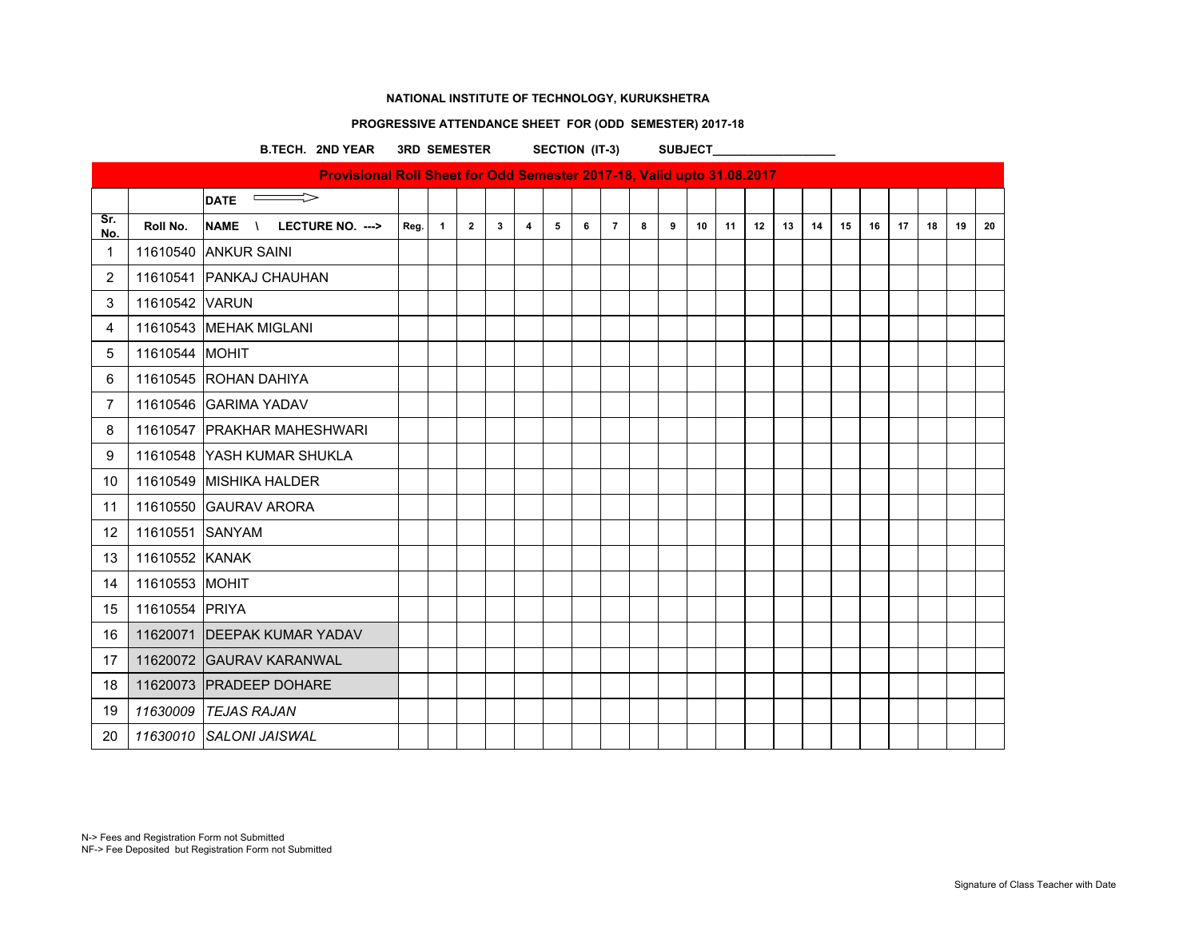**NATIONAL INSTITUTE OF TECHNOLOGY, KURUKSHETRA**

**PROGRESSIVE ATTENDANCE SHEET FOR (ODD SEMESTER) 2017-18**

**B.TECH. 2ND YEAR 3RD SEMESTER SECTION (IT-3) SUBJECT___________________**

| Provisional Roll Sheet for Odd Semester 2017-18, Valid upto 31.08.2017 | | | | | | | | | | | | | | | | | | | | | | | |
|---|---|---|---|---|---|---|---|---|---|---|---|---|---|---|---|---|---|---|---|---|---|---|---|
| | | DATE ⟹ | | | | | | | | | | | | | | | | | | | | | |
| Sr. No. | Roll No. | NAME \ LECTURE NO. ---> | Reg. | 1 | 2 | 3 | 4 | 5 | 6 | 7 | 8 | 9 | 10 | 11 | 12 | 13 | 14 | 15 | 16 | 17 | 18 | 19 | 20 |
| 1 | 11610540 | ANKUR SAINI | | | | | | | | | | | | | | | | | | | | | |
| 2 | 11610541 | PANKAJ CHAUHAN | | | | | | | | | | | | | | | | | | | | | |
| 3 | 11610542 | VARUN | | | | | | | | | | | | | | | | | | | | | |
| 4 | 11610543 | MEHAK MIGLANI | | | | | | | | | | | | | | | | | | | | | |
| 5 | 11610544 | MOHIT | | | | | | | | | | | | | | | | | | | | | |
| 6 | 11610545 | ROHAN DAHIYA | | | | | | | | | | | | | | | | | | | | | |
| 7 | 11610546 | GARIMA YADAV | | | | | | | | | | | | | | | | | | | | | |
| 8 | 11610547 | PRAKHAR MAHESHWARI | | | | | | | | | | | | | | | | | | | | | |
| 9 | 11610548 | YASH KUMAR SHUKLA | | | | | | | | | | | | | | | | | | | | | |
| 10 | 11610549 | MISHIKA HALDER | | | | | | | | | | | | | | | | | | | | | |
| 11 | 11610550 | GAURAV ARORA | | | | | | | | | | | | | | | | | | | | | |
| 12 | 11610551 | SANYAM | | | | | | | | | | | | | | | | | | | | | |
| 13 | 11610552 | KANAK | | | | | | | | | | | | | | | | | | | | | |
| 14 | 11610553 | MOHIT | | | | | | | | | | | | | | | | | | | | | |
| 15 | 11610554 | PRIYA | | | | | | | | | | | | | | | | | | | | | |
| 16 | 11620071 | DEEPAK KUMAR YADAV | | | | | | | | | | | | | | | | | | | | | |
| 17 | 11620072 | GAURAV KARANWAL | | | | | | | | | | | | | | | | | | | | | |
| 18 | 11620073 | PRADEEP DOHARE | | | | | | | | | | | | | | | | | | | | | |
| 19 | *11630009* | *TEJAS RAJAN* | | | | | | | | | | | | | | | | | | | | | |
| 20 | *11630010* | *SALONI JAISWAL* | | | | | | | | | | | | | | | | | | | | | |

N-> Fees and Registration Form not Submitted
NF-> Fee Deposited but Registration Form not Submitted

Signature of Class Teacher with Date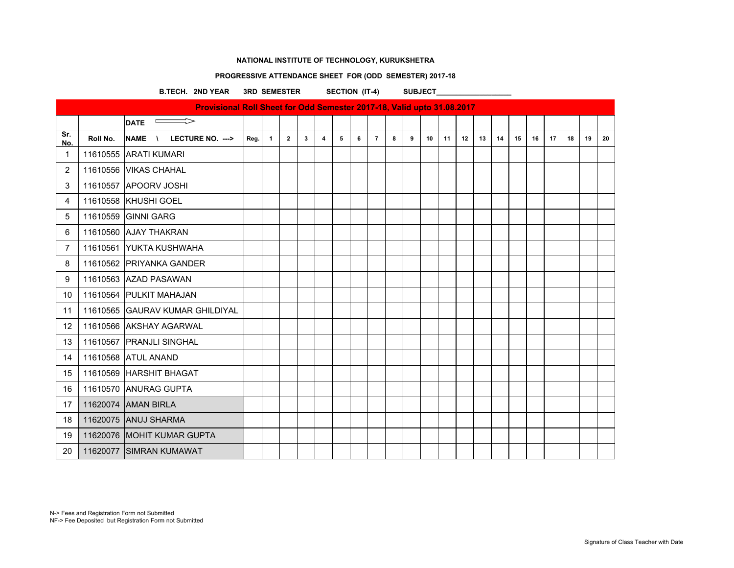**NATIONAL INSTITUTE OF TECHNOLOGY, KURUKSHETRA**

**PROGRESSIVE ATTENDANCE SHEET FOR (ODD SEMESTER) 2017-18**

**B.TECH. 2ND YEAR 3RD SEMESTER SECTION (IT-4) SUBJECT___________________**

| Provisional Roll Sheet for Odd Semester 2017-18, Valid upto 31.08.2017 | | | | | | | | | | | | | | | | | | | | | | | |
|---|---|---|---|---|---|---|---|---|---|---|---|---|---|---|---|---|---|---|---|---|---|---|---|
| | | DATE ⟹ | | | | | | | | | | | | | | | | | | | | | |
| Sr. No. | Roll No. | NAME \ LECTURE NO. ---> | Reg. | 1 | 2 | 3 | 4 | 5 | 6 | 7 | 8 | 9 | 10 | 11 | 12 | 13 | 14 | 15 | 16 | 17 | 18 | 19 | 20 |
| 1 | 11610555 | ARATI KUMARI | | | | | | | | | | | | | | | | | | | | | |
| 2 | 11610556 | VIKAS CHAHAL | | | | | | | | | | | | | | | | | | | | | |
| 3 | 11610557 | APOORV JOSHI | | | | | | | | | | | | | | | | | | | | | |
| 4 | 11610558 | KHUSHI GOEL | | | | | | | | | | | | | | | | | | | | | |
| 5 | 11610559 | GINNI GARG | | | | | | | | | | | | | | | | | | | | | |
| 6 | 11610560 | AJAY THAKRAN | | | | | | | | | | | | | | | | | | | | | |
| 7 | 11610561 | YUKTA KUSHWAHA | | | | | | | | | | | | | | | | | | | | | |
| 8 | 11610562 | PRIYANKA GANDER | | | | | | | | | | | | | | | | | | | | | |
| 9 | 11610563 | AZAD PASAWAN | | | | | | | | | | | | | | | | | | | | | |
| 10 | 11610564 | PULKIT MAHAJAN | | | | | | | | | | | | | | | | | | | | | |
| 11 | 11610565 | GAURAV KUMAR GHILDIYAL | | | | | | | | | | | | | | | | | | | | | |
| 12 | 11610566 | AKSHAY AGARWAL | | | | | | | | | | | | | | | | | | | | | |
| 13 | 11610567 | PRANJLI SINGHAL | | | | | | | | | | | | | | | | | | | | | |
| 14 | 11610568 | ATUL ANAND | | | | | | | | | | | | | | | | | | | | | |
| 15 | 11610569 | HARSHIT BHAGAT | | | | | | | | | | | | | | | | | | | | | |
| 16 | 11610570 | ANURAG GUPTA | | | | | | | | | | | | | | | | | | | | | |
| 17 | 11620074 | AMAN BIRLA | | | | | | | | | | | | | | | | | | | | | |
| 18 | 11620075 | ANUJ SHARMA | | | | | | | | | | | | | | | | | | | | | |
| 19 | 11620076 | MOHIT KUMAR GUPTA | | | | | | | | | | | | | | | | | | | | | |
| 20 | 11620077 | SIMRAN KUMAWAT | | | | | | | | | | | | | | | | | | | | | |

N-> Fees and Registration Form not Submitted
NF-> Fee Deposited but Registration Form not Submitted

Signature of Class Teacher with Date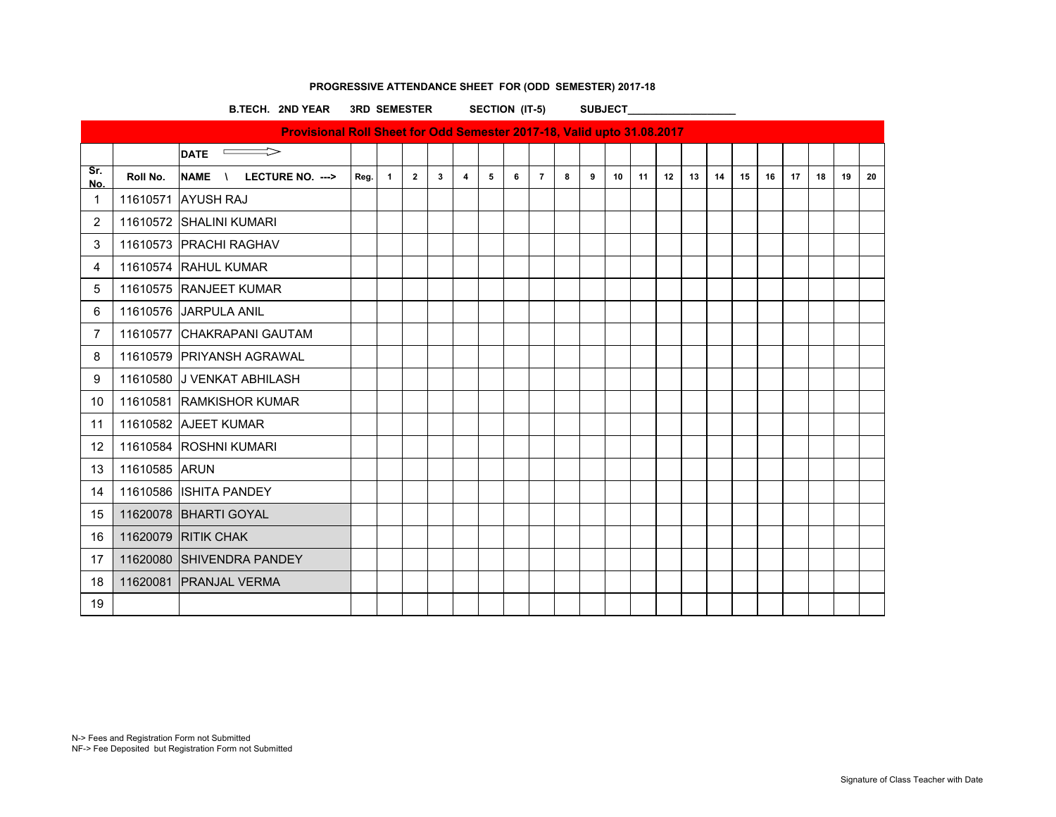**PROGRESSIVE ATTENDANCE SHEET FOR (ODD SEMESTER) 2017-18**

**B.TECH. 2ND YEAR 3RD SEMESTER SECTION (IT-5) SUBJECT___________________**

| Provisional Roll Sheet for Odd Semester 2017-18, Valid upto 31.08.2017 | | | | | | | | | | | | | | | | | | | | | | | |
|---|---|---|---|---|---|---|---|---|---|---|---|---|---|---|---|---|---|---|---|---|---|---|---|
| | | DATE ⟹ | | | | | | | | | | | | | | | | | | | | | |
| Sr. No. | Roll No. | NAME \ LECTURE NO. ---> | Reg. | 1 | 2 | 3 | 4 | 5 | 6 | 7 | 8 | 9 | 10 | 11 | 12 | 13 | 14 | 15 | 16 | 17 | 18 | 19 | 20 |
| 1 | 11610571 | AYUSH RAJ | | | | | | | | | | | | | | | | | | | | | |
| 2 | 11610572 | SHALINI KUMARI | | | | | | | | | | | | | | | | | | | | | |
| 3 | 11610573 | PRACHI RAGHAV | | | | | | | | | | | | | | | | | | | | | |
| 4 | 11610574 | RAHUL KUMAR | | | | | | | | | | | | | | | | | | | | | |
| 5 | 11610575 | RANJEET KUMAR | | | | | | | | | | | | | | | | | | | | | |
| 6 | 11610576 | JARPULA ANIL | | | | | | | | | | | | | | | | | | | | | |
| 7 | 11610577 | CHAKRAPANI GAUTAM | | | | | | | | | | | | | | | | | | | | | |
| 8 | 11610579 | PRIYANSH AGRAWAL | | | | | | | | | | | | | | | | | | | | | |
| 9 | 11610580 | J VENKAT ABHILASH | | | | | | | | | | | | | | | | | | | | | |
| 10 | 11610581 | RAMKISHOR KUMAR | | | | | | | | | | | | | | | | | | | | | |
| 11 | 11610582 | AJEET KUMAR | | | | | | | | | | | | | | | | | | | | | |
| 12 | 11610584 | ROSHNI KUMARI | | | | | | | | | | | | | | | | | | | | | |
| 13 | 11610585 | ARUN | | | | | | | | | | | | | | | | | | | | | |
| 14 | 11610586 | ISHITA PANDEY | | | | | | | | | | | | | | | | | | | | | |
| 15 | 11620078 | BHARTI GOYAL | | | | | | | | | | | | | | | | | | | | | |
| 16 | 11620079 | RITIK CHAK | | | | | | | | | | | | | | | | | | | | | |
| 17 | 11620080 | SHIVENDRA PANDEY | | | | | | | | | | | | | | | | | | | | | |
| 18 | 11620081 | PRANJAL VERMA | | | | | | | | | | | | | | | | | | | | | |
| 19 | | | | | | | | | | | | | | | | | | | | | | | |

N-> Fees and Registration Form not Submitted
NF-> Fee Deposited but Registration Form not Submitted

Signature of Class Teacher with Date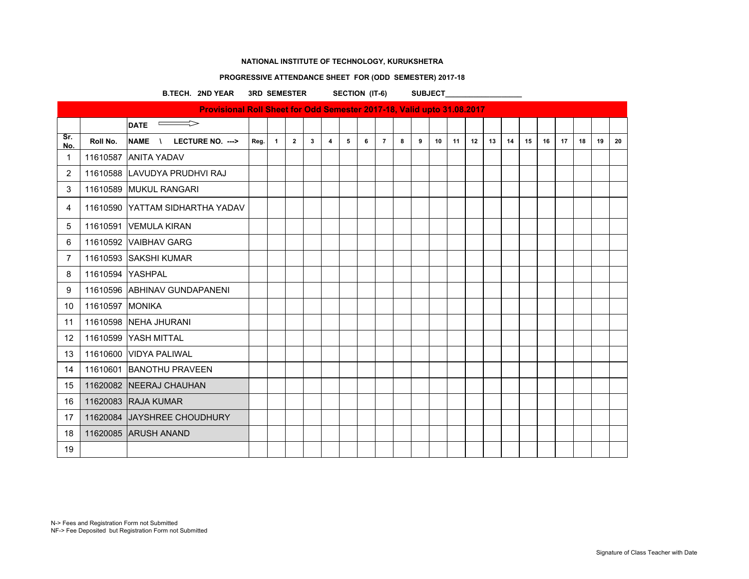**NATIONAL INSTITUTE OF TECHNOLOGY, KURUKSHETRA**

**PROGRESSIVE ATTENDANCE SHEET FOR (ODD SEMESTER) 2017-18**

**B.TECH. 2ND YEAR 3RD SEMESTER SECTION (IT-6) SUBJECT___________________**

**Provisional Roll Sheet for Odd Semester 2017-18, Valid upto 31.08.2017**

| | | DATE ⟹ | | | | | | | | | | | | | | | | | | | | | |
|---|---|---|---|---|---|---|---|---|---|---|---|---|---|---|---|---|---|---|---|---|---|---|---|
| Sr. No. | Roll No. | NAME \ LECTURE NO. ---> | Reg. | 1 | 2 | 3 | 4 | 5 | 6 | 7 | 8 | 9 | 10 | 11 | 12 | 13 | 14 | 15 | 16 | 17 | 18 | 19 | 20 |
| 1 | 11610587 | ANITA YADAV | | | | | | | | | | | | | | | | | | | | | |
| 2 | 11610588 | LAVUDYA PRUDHVI RAJ | | | | | | | | | | | | | | | | | | | | | |
| 3 | 11610589 | MUKUL RANGARI | | | | | | | | | | | | | | | | | | | | | |
| 4 | 11610590 | YATTAM SIDHARTHA YADAV | | | | | | | | | | | | | | | | | | | | | |
| 5 | 11610591 | VEMULA KIRAN | | | | | | | | | | | | | | | | | | | | | |
| 6 | 11610592 | VAIBHAV GARG | | | | | | | | | | | | | | | | | | | | | |
| 7 | 11610593 | SAKSHI KUMAR | | | | | | | | | | | | | | | | | | | | | |
| 8 | 11610594 | YASHPAL | | | | | | | | | | | | | | | | | | | | | |
| 9 | 11610596 | ABHINAV GUNDAPANENI | | | | | | | | | | | | | | | | | | | | | |
| 10 | 11610597 | MONIKA | | | | | | | | | | | | | | | | | | | | | |
| 11 | 11610598 | NEHA JHURANI | | | | | | | | | | | | | | | | | | | | | |
| 12 | 11610599 | YASH MITTAL | | | | | | | | | | | | | | | | | | | | | |
| 13 | 11610600 | VIDYA PALIWAL | | | | | | | | | | | | | | | | | | | | | |
| 14 | 11610601 | BANOTHU PRAVEEN | | | | | | | | | | | | | | | | | | | | | |
| 15 | 11620082 | NEERAJ CHAUHAN | | | | | | | | | | | | | | | | | | | | | |
| 16 | 11620083 | RAJA KUMAR | | | | | | | | | | | | | | | | | | | | | |
| 17 | 11620084 | JAYSHREE CHOUDHURY | | | | | | | | | | | | | | | | | | | | | |
| 18 | 11620085 | ARUSH ANAND | | | | | | | | | | | | | | | | | | | | | |
| 19 | | | | | | | | | | | | | | | | | | | | | | | |

N-> Fees and Registration Form not Submitted
NF-> Fee Deposited but Registration Form not Submitted

Signature of Class Teacher with Date